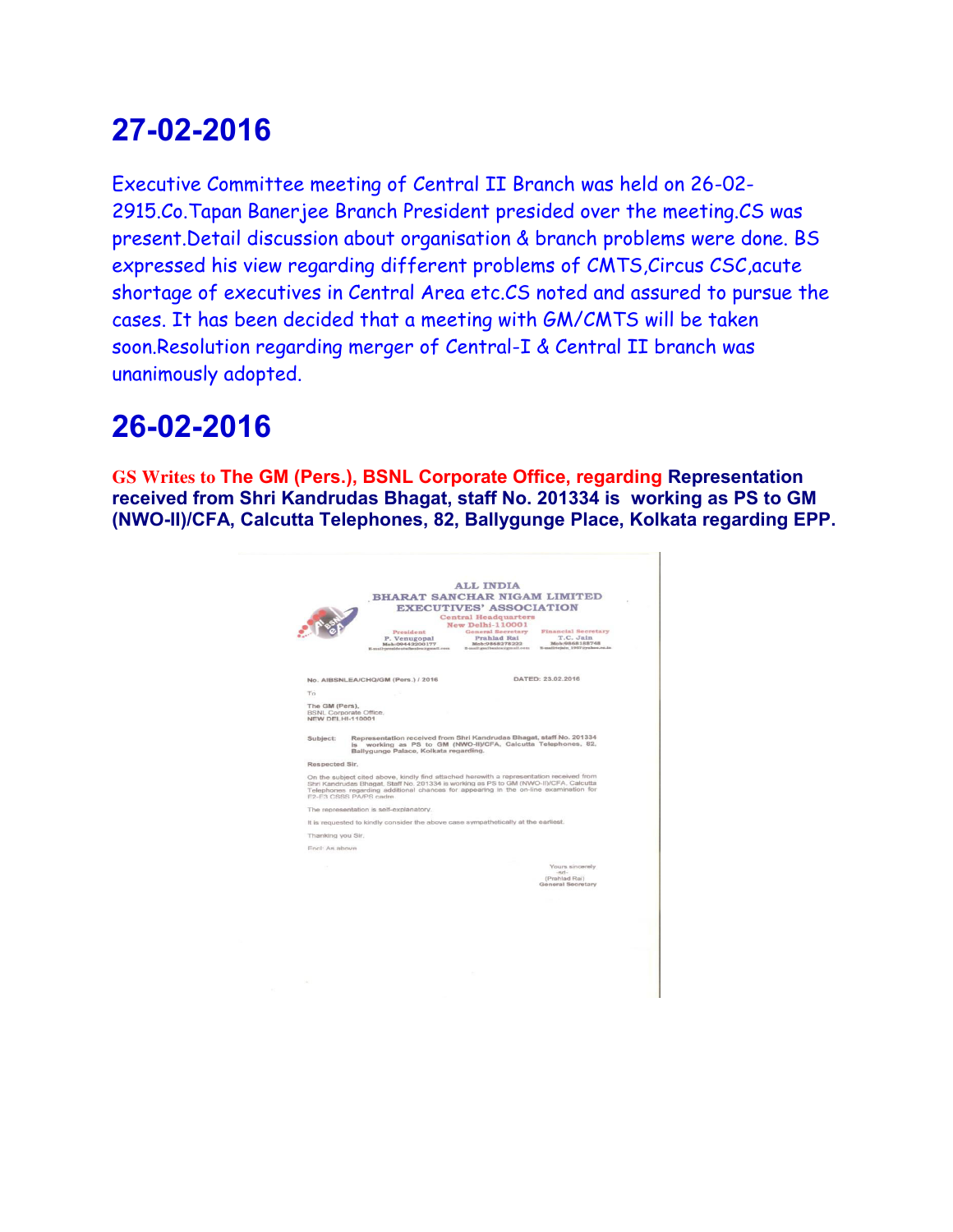## 27-02-2016

Executive Committee meeting of Central II Branch was held on 26-02-2915.Co.Tapan Banerjee Branch President presided over the meeting.CS was present.Detail discussion about organisation & branch problems were done. BS expressed his view regarding different problems of CMTS,Circus CSC,acute shortage of executives in Central Area etc.CS noted and assured to pursue the cases. It has been decided that a meeting with GM/CMTS will be taken soon.Resolution regarding merger of Central-I & Central II branch was unanimously adopted.

## 26-02-2016

**GS Writes to The GM (Pers.), BSNL Corporate Office, regarding Representation received from Shri Kandrudas Bhagat, staff No. 201334 is working as PS to GM (NWO-II)/CFA, Calcutta Telephones, 82, Ballygunge Place, Kolkata regarding EPP.**

ALL INDIA
BHARAT SANCHAR NIGAM LIMITED
EXECUTIVES' ASSOCIATION
Central Headquarters
New Delhi-110001

| President | General Secretary | Financial Secretary |
|---|---|---|
| P. Venugopal | Prahlad Rai | T.C. Jain |
| Mob:09443200177 | Mob:9868278222 | Mob:9868188748 |

No. AIBSNLEA/CHQ/GM (Pers.) / 2016 DATED: 23.02.2016

To

The GM (Pers),
BSNL Corporate Office,
NEW DELHI-110001

Subject: Representation received from Shri Kandrudas Bhagat, staff No. 201334 is working as PS to GM (NWO-II)/CFA, Calcutta Telephones, 82, Ballygunge Palace, Kolkata regarding.

Respected Sir,

On the subject cited above, kindly find attached herewith a representation received from Shri Kandrudas Bhagat, Staff No. 201334 is working as PS to GM (NWO-II)/CFA, Calcutta Telephones regarding additional chances for appearing in the on-line examination for E2-E3 CSSS PA/PS cadre.

The representation is self-explanatory.

It is requested to kindly consider the above case sympathetically at the earliest.

Thanking you Sir.

Encl: As above

Yours sincerely
-sd-
(Prahlad Rai)
General Secretary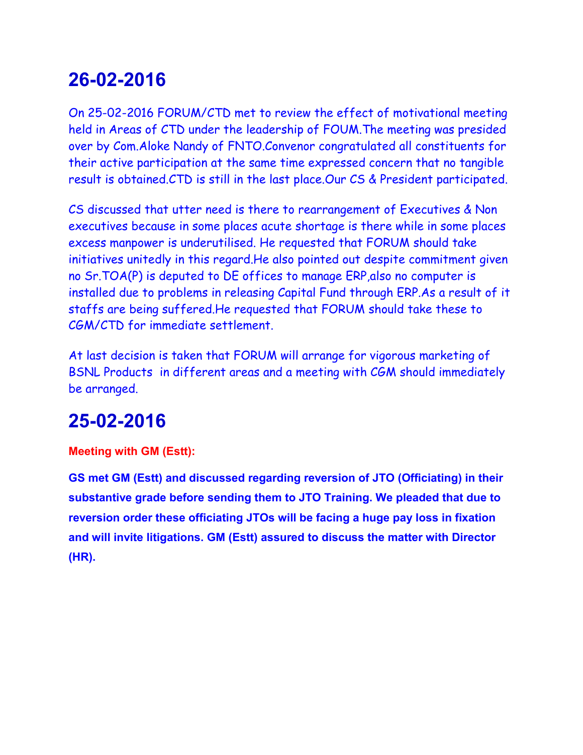# 26-02-2016

On 25-02-2016 FORUM/CTD met to review the effect of motivational meeting held in Areas of CTD under the leadership of FOUM.The meeting was presided over by Com.Aloke Nandy of FNTO.Convenor congratulated all constituents for their active participation at the same time expressed concern that no tangible result is obtained.CTD is still in the last place.Our CS & President participated.

CS discussed that utter need is there to rearrangement of Executives & Non executives because in some places acute shortage is there while in some places excess manpower is underutilised. He requested that FORUM should take initiatives unitedly in this regard.He also pointed out despite commitment given no Sr.TOA(P) is deputed to DE offices to manage ERP,also no computer is installed due to problems in releasing Capital Fund through ERP.As a result of it staffs are being suffered.He requested that FORUM should take these to CGM/CTD for immediate settlement.

At last decision is taken that FORUM will arrange for vigorous marketing of BSNL Products in different areas and a meeting with CGM should immediately be arranged.

# 25-02-2016

**Meeting with GM (Estt):**

**GS met GM (Estt) and discussed regarding reversion of JTO (Officiating) in their substantive grade before sending them to JTO Training. We pleaded that due to reversion order these officiating JTOs will be facing a huge pay loss in fixation and will invite litigations. GM (Estt) assured to discuss the matter with Director (HR).**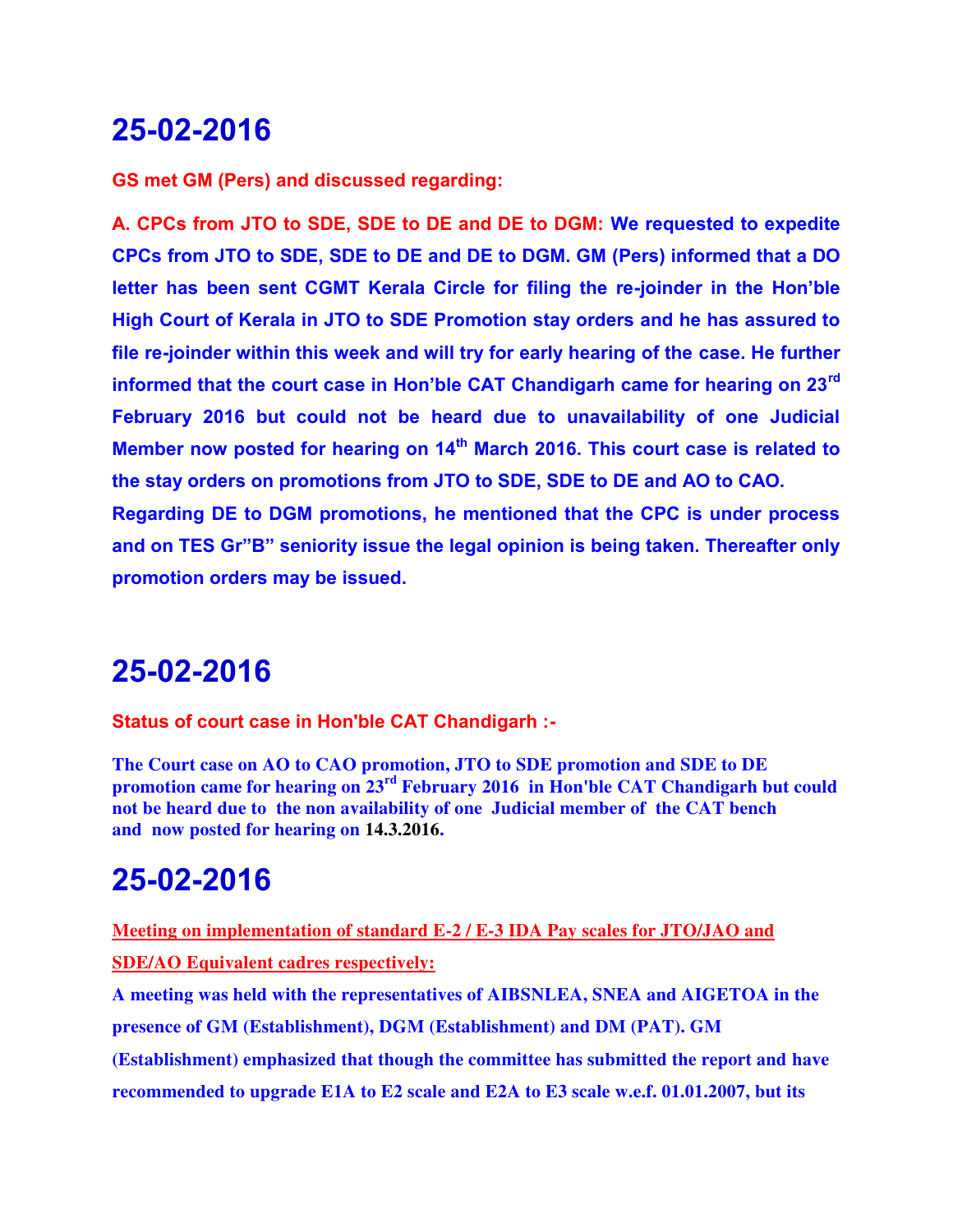# 25-02-2016

**GS met GM (Pers) and discussed regarding:**

**A. CPCs from JTO to SDE, SDE to DE and DE to DGM: We requested to expedite CPCs from JTO to SDE, SDE to DE and DE to DGM. GM (Pers) informed that a DO letter has been sent CGMT Kerala Circle for filing the re-joinder in the Hon'ble High Court of Kerala in JTO to SDE Promotion stay orders and he has assured to file re-joinder within this week and will try for early hearing of the case. He further informed that the court case in Hon'ble CAT Chandigarh came for hearing on 23rd February 2016 but could not be heard due to unavailability of one Judicial Member now posted for hearing on 14th March 2016. This court case is related to the stay orders on promotions from JTO to SDE, SDE to DE and AO to CAO.**

**Regarding DE to DGM promotions, he mentioned that the CPC is under process and on TES Gr"B" seniority issue the legal opinion is being taken. Thereafter only promotion orders may be issued.**

# 25-02-2016

**Status of court case in Hon'ble CAT Chandigarh :-**

**The Court case on AO to CAO promotion, JTO to SDE promotion and SDE to DE promotion came for hearing on 23rd February 2016 in Hon'ble CAT Chandigarh but could not be heard due to the non availability of one Judicial member of the CAT bench and now posted for hearing on 14.3.2016.**

# 25-02-2016

**Meeting on implementation of standard E-2 / E-3 IDA Pay scales for JTO/JAO and SDE/AO Equivalent cadres respectively:**

**A meeting was held with the representatives of AIBSNLEA, SNEA and AIGETOA in the presence of GM (Establishment), DGM (Establishment) and DM (PAT). GM (Establishment) emphasized that though the committee has submitted the report and have recommended to upgrade E1A to E2 scale and E2A to E3 scale w.e.f. 01.01.2007, but its**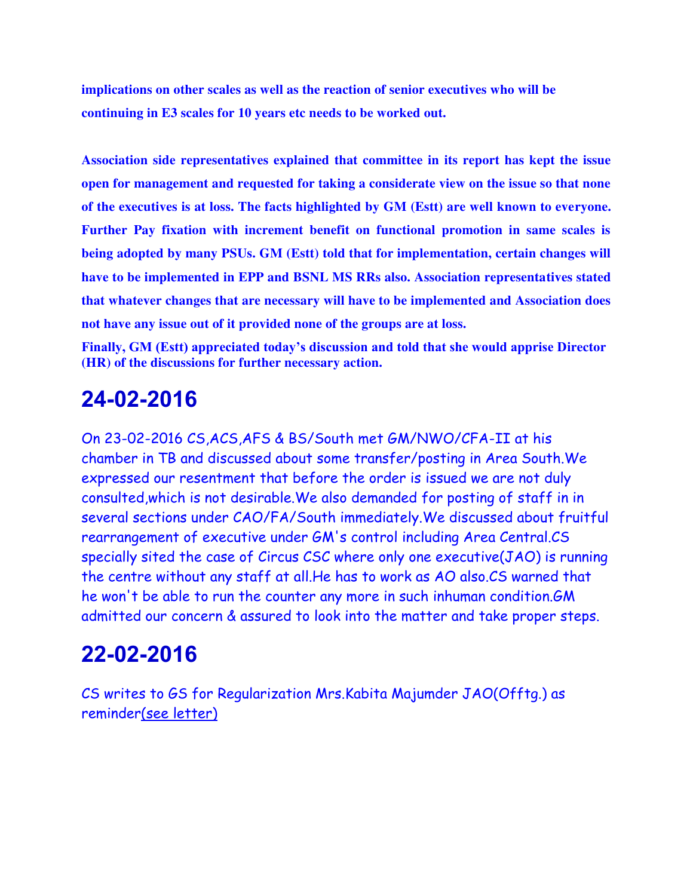**implications on other scales as well as the reaction of senior executives who will be continuing in E3 scales for 10 years etc needs to be worked out.**

**Association side representatives explained that committee in its report has kept the issue open for management and requested for taking a considerate view on the issue so that none of the executives is at loss. The facts highlighted by GM (Estt) are well known to everyone. Further Pay fixation with increment benefit on functional promotion in same scales is being adopted by many PSUs. GM (Estt) told that for implementation, certain changes will have to be implemented in EPP and BSNL MS RRs also. Association representatives stated that whatever changes that are necessary will have to be implemented and Association does not have any issue out of it provided none of the groups are at loss.**

**Finally, GM (Estt) appreciated today's discussion and told that she would apprise Director (HR) of the discussions for further necessary action.**

## 24-02-2016

On 23-02-2016 CS,ACS,AFS & BS/South met GM/NWO/CFA-II at his chamber in TB and discussed about some transfer/posting in Area South.We expressed our resentment that before the order is issued we are not duly consulted,which is not desirable.We also demanded for posting of staff in in several sections under CAO/FA/South immediately.We discussed about fruitful rearrangement of executive under GM's control including Area Central.CS specially sited the case of Circus CSC where only one executive(JAO) is running the centre without any staff at all.He has to work as AO also.CS warned that he won't be able to run the counter any more in such inhuman condition.GM admitted our concern & assured to look into the matter and take proper steps.

## 22-02-2016

CS writes to GS for Regularization Mrs.Kabita Majumder JAO(Offtg.) as reminder(see letter)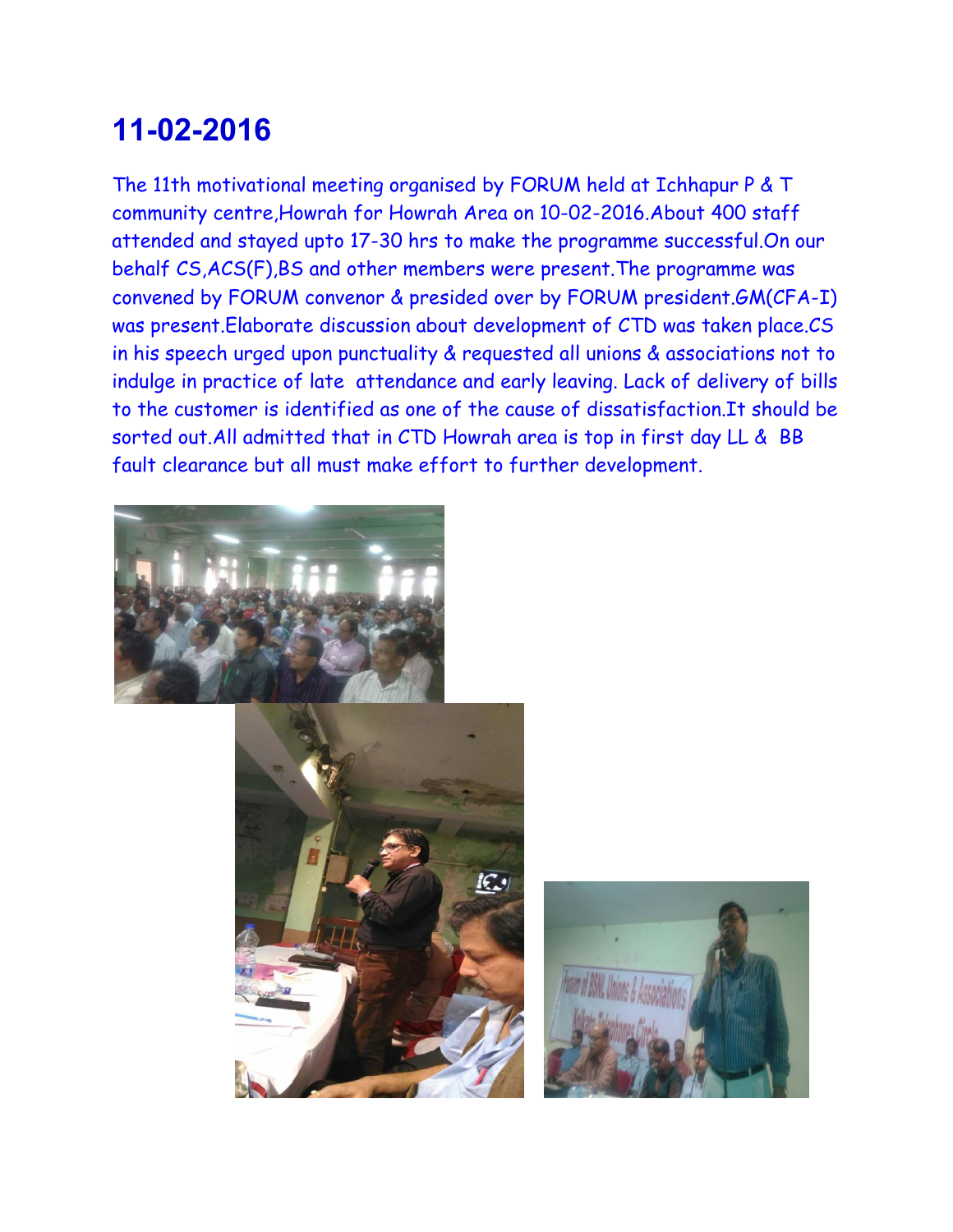# 11-02-2016

The 11th motivational meeting organised by FORUM held at Ichhapur P & T community centre,Howrah for Howrah Area on 10-02-2016.About 400 staff attended and stayed upto 17-30 hrs to make the programme successful.On our behalf CS,ACS(F),BS and other members were present.The programme was convened by FORUM convenor & presided over by FORUM president.GM(CFA-I) was present.Elaborate discussion about development of CTD was taken place.CS in his speech urged upon punctuality & requested all unions & associations not to indulge in practice of late attendance and early leaving. Lack of delivery of bills to the customer is identified as one of the cause of dissatisfaction.It should be sorted out.All admitted that in CTD Howrah area is top in first day LL & BB fault clearance but all must make effort to further development.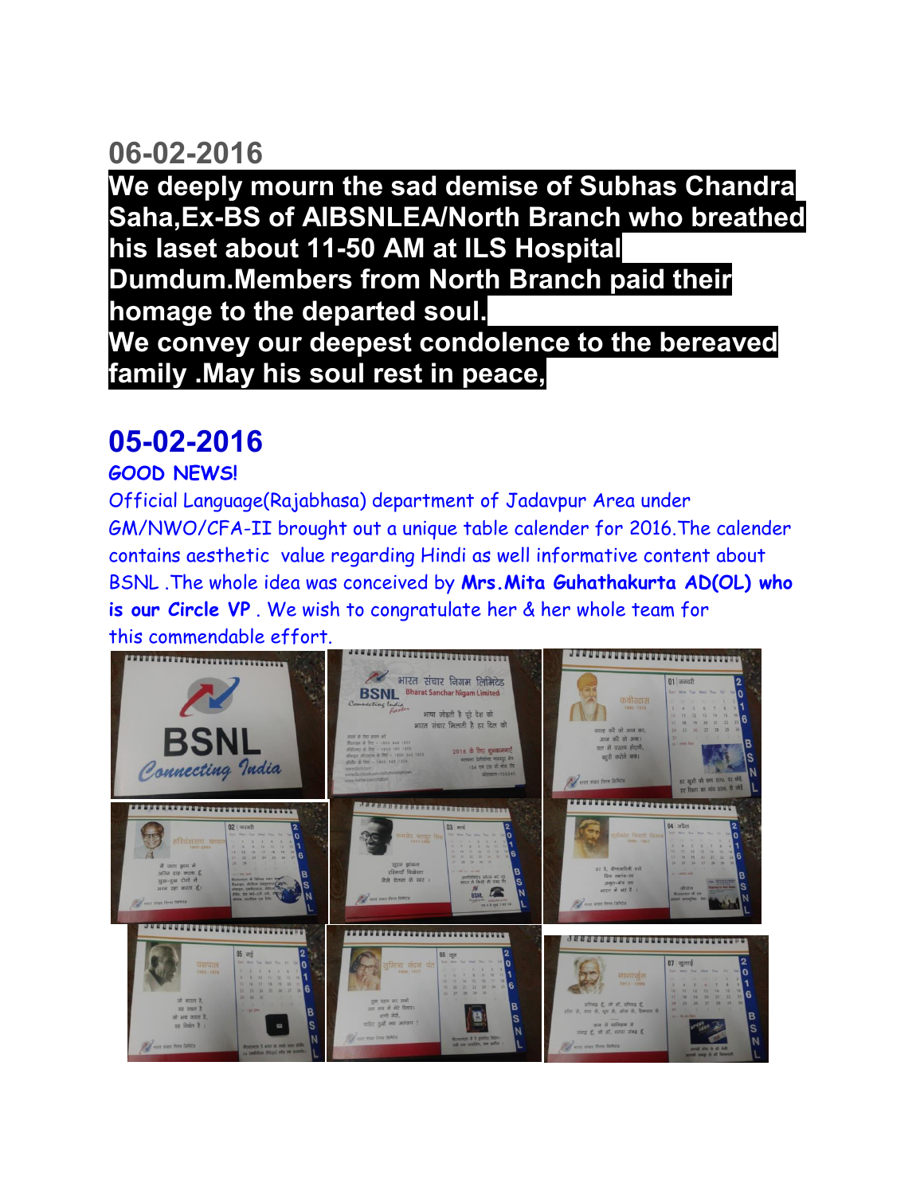## 06-02-2016

**We deeply mourn the sad demise of Subhas Chandra Saha,Ex-BS of AIBSNLEA/North Branch who breathed his laset about 11-50 AM at ILS Hospital Dumdum.Members from North Branch paid their homage to the departed soul.**

**We convey our deepest condolence to the bereaved family .May his soul rest in peace,**

## 05-02-2016

**GOOD NEWS!**

Official Language(Rajabhasa) department of Jadavpur Area under GM/NWO/CFA-II brought out a unique table calender for 2016.The calender contains aesthetic value regarding Hindi as well informative content about BSNL .The whole idea was conceived by **Mrs.Mita Guhathakurta AD(OL) who is our Circle VP** . We wish to congratulate her & her whole team for this commendable effort.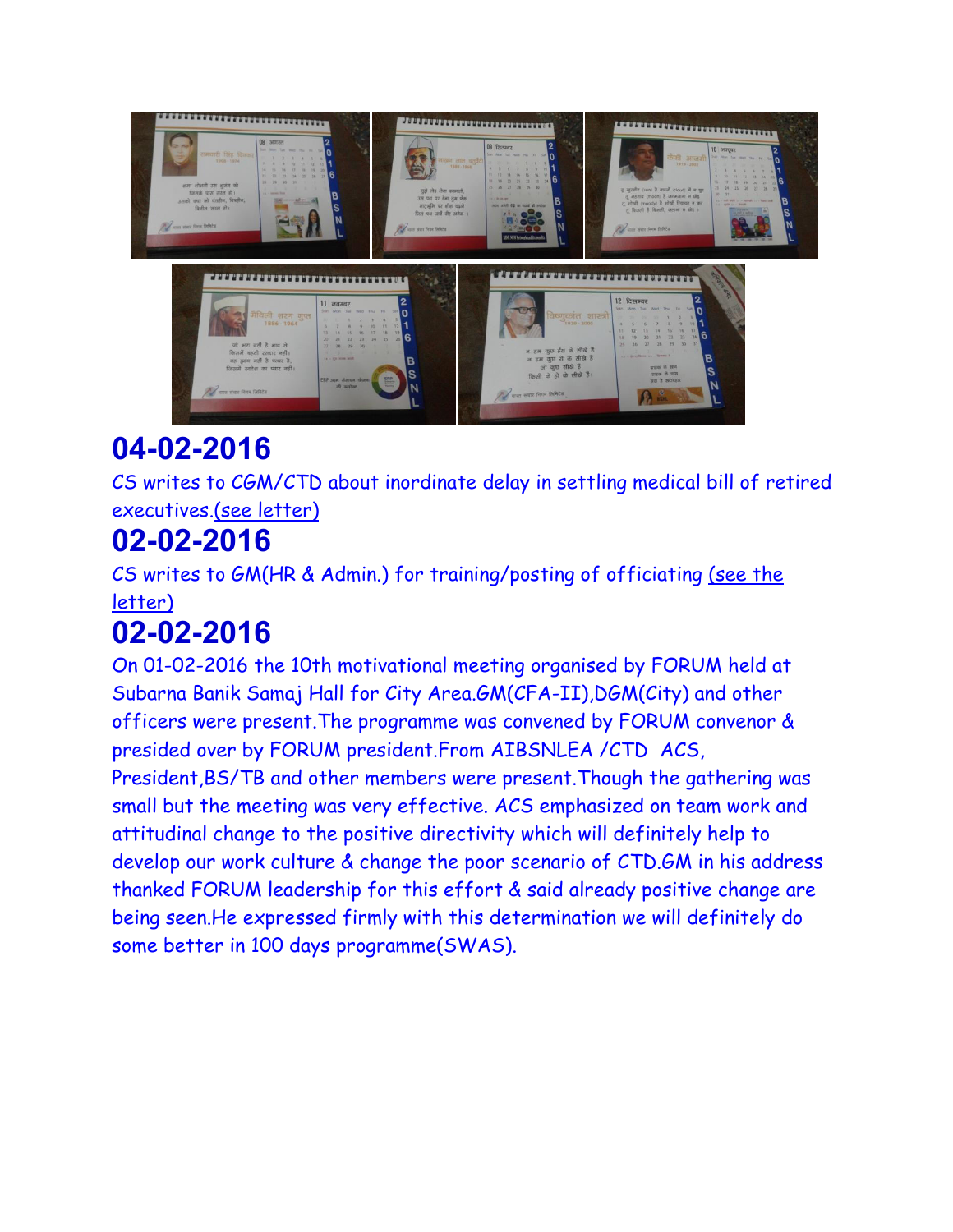## 04-02-2016

CS writes to CGM/CTD about inordinate delay in settling medical bill of retired executives.(see letter)

## 02-02-2016

CS writes to GM(HR & Admin.) for training/posting of officiating (see the letter)

## 02-02-2016

On 01-02-2016 the 10th motivational meeting organised by FORUM held at Subarna Banik Samaj Hall for City Area.GM(CFA-II),DGM(City) and other officers were present.The programme was convened by FORUM convenor & presided over by FORUM president.From AIBSNLEA /CTD ACS, President,BS/TB and other members were present.Though the gathering was small but the meeting was very effective. ACS emphasized on team work and attitudinal change to the positive directivity which will definitely help to develop our work culture & change the poor scenario of CTD.GM in his address thanked FORUM leadership for this effort & said already positive change are being seen.He expressed firmly with this determination we will definitely do some better in 100 days programme(SWAS).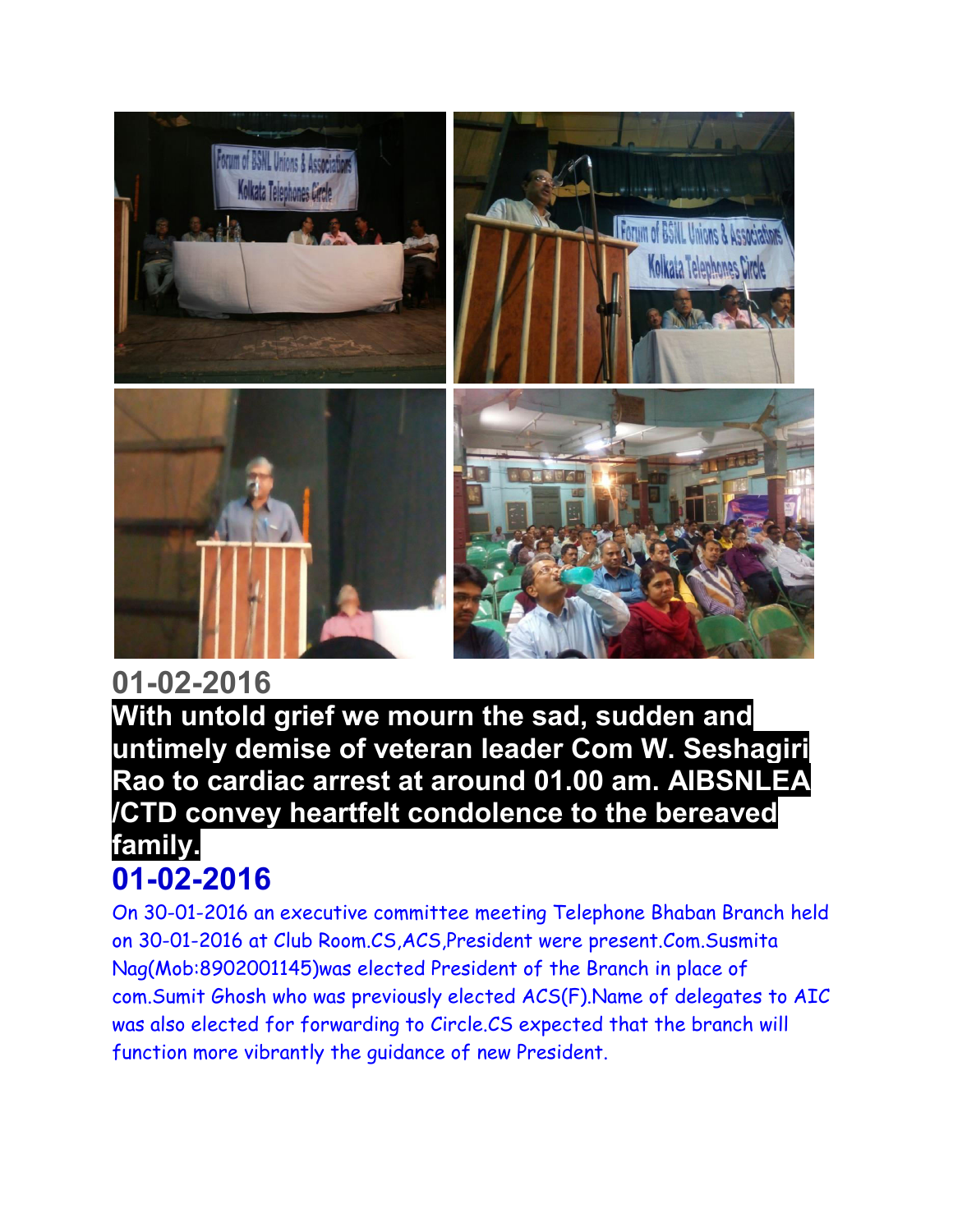## 01-02-2016

**With untold grief we mourn the sad, sudden and untimely demise of veteran leader Com W. Seshagiri Rao to cardiac arrest at around 01.00 am. AIBSNLEA /CTD convey heartfelt condolence to the bereaved family.**

## 01-02-2016

On 30-01-2016 an executive committee meeting Telephone Bhaban Branch held on 30-01-2016 at Club Room.CS,ACS,President were present.Com.Susmita Nag(Mob:8902001145)was elected President of the Branch in place of com.Sumit Ghosh who was previously elected ACS(F).Name of delegates to AIC was also elected for forwarding to Circle.CS expected that the branch will function more vibrantly the guidance of new President.